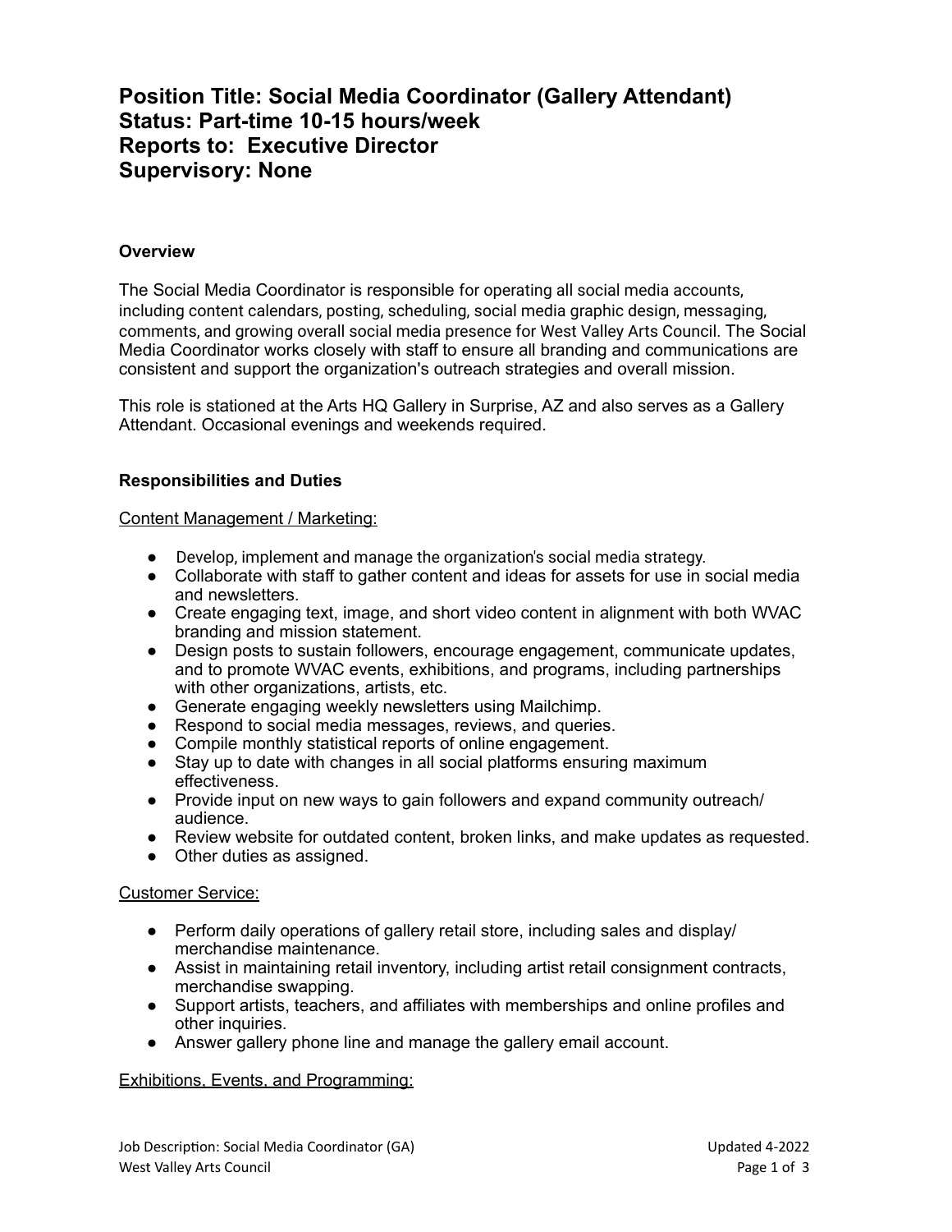# Position Title: Social Media Coordinator (Gallery Attendant)
# Status: Part-time 10-15 hours/week
# Reports to: Executive Director
# Supervisory: None

### Overview

The Social Media Coordinator is responsible for operating all social media accounts, including content calendars, posting, scheduling, social media graphic design, messaging, comments, and growing overall social media presence for West Valley Arts Council. The Social Media Coordinator works closely with staff to ensure all branding and communications are consistent and support the organization's outreach strategies and overall mission.

This role is stationed at the Arts HQ Gallery in Surprise, AZ and also serves as a Gallery Attendant. Occasional evenings and weekends required.

### Responsibilities and Duties

Content Management / Marketing:

- Develop, implement and manage the organization's social media strategy.
- Collaborate with staff to gather content and ideas for assets for use in social media and newsletters.
- Create engaging text, image, and short video content in alignment with both WVAC branding and mission statement.
- Design posts to sustain followers, encourage engagement, communicate updates, and to promote WVAC events, exhibitions, and programs, including partnerships with other organizations, artists, etc.
- Generate engaging weekly newsletters using Mailchimp.
- Respond to social media messages, reviews, and queries.
- Compile monthly statistical reports of online engagement.
- Stay up to date with changes in all social platforms ensuring maximum effectiveness.
- Provide input on new ways to gain followers and expand community outreach/ audience.
- Review website for outdated content, broken links, and make updates as requested.
- Other duties as assigned.

Customer Service:

- Perform daily operations of gallery retail store, including sales and display/ merchandise maintenance.
- Assist in maintaining retail inventory, including artist retail consignment contracts, merchandise swapping.
- Support artists, teachers, and affiliates with memberships and online profiles and other inquiries.
- Answer gallery phone line and manage the gallery email account.

Exhibitions, Events, and Programming: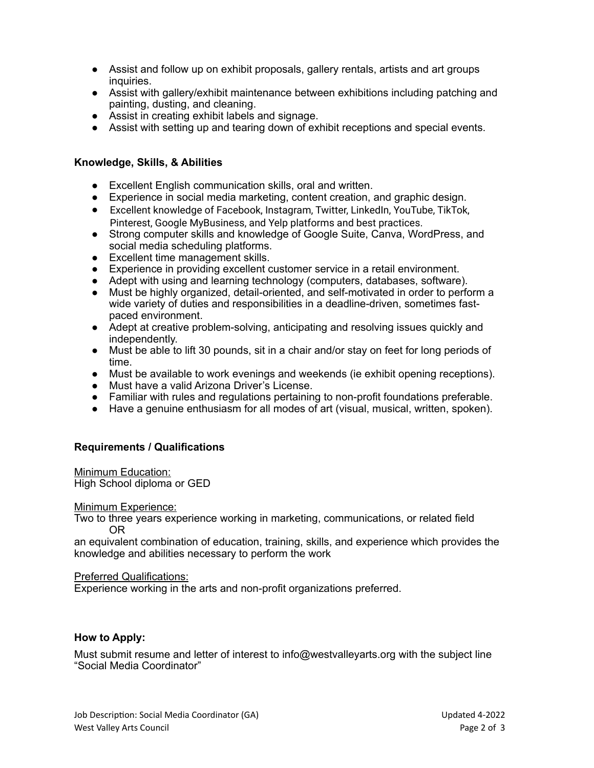- Assist and follow up on exhibit proposals, gallery rentals, artists and art groups inquiries.
- Assist with gallery/exhibit maintenance between exhibitions including patching and painting, dusting, and cleaning.
- Assist in creating exhibit labels and signage.
- Assist with setting up and tearing down of exhibit receptions and special events.

**Knowledge, Skills, & Abilities**

- Excellent English communication skills, oral and written.
- Experience in social media marketing, content creation, and graphic design.
- Excellent knowledge of Facebook, Instagram, Twitter, LinkedIn, YouTube, TikTok, Pinterest, Google MyBusiness, and Yelp platforms and best practices.
- Strong computer skills and knowledge of Google Suite, Canva, WordPress, and social media scheduling platforms.
- Excellent time management skills.
- Experience in providing excellent customer service in a retail environment.
- Adept with using and learning technology (computers, databases, software).
- Must be highly organized, detail-oriented, and self-motivated in order to perform a wide variety of duties and responsibilities in a deadline-driven, sometimes fast-paced environment.
- Adept at creative problem-solving, anticipating and resolving issues quickly and independently.
- Must be able to lift 30 pounds, sit in a chair and/or stay on feet for long periods of time.
- Must be available to work evenings and weekends (ie exhibit opening receptions).
- Must have a valid Arizona Driver's License.
- Familiar with rules and regulations pertaining to non-profit foundations preferable.
- Have a genuine enthusiasm for all modes of art (visual, musical, written, spoken).

**Requirements / Qualifications**

Minimum Education:
High School diploma or GED

Minimum Experience:
Two to three years experience working in marketing, communications, or related field
OR
an equivalent combination of education, training, skills, and experience which provides the knowledge and abilities necessary to perform the work

Preferred Qualifications:
Experience working in the arts and non-profit organizations preferred.

**How to Apply:**

Must submit resume and letter of interest to info@westvalleyarts.org with the subject line "Social Media Coordinator"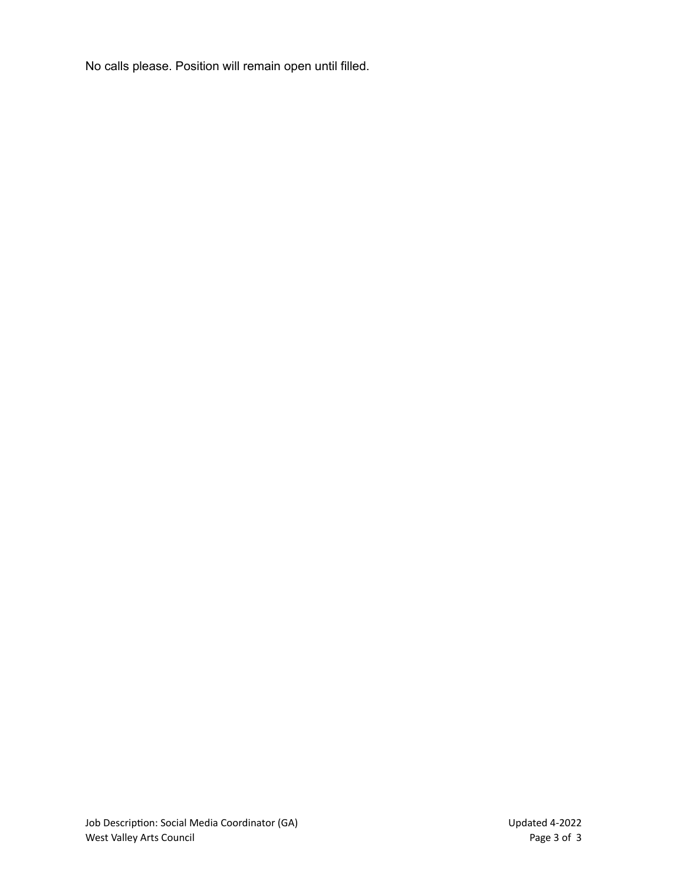No calls please. Position will remain open until filled.